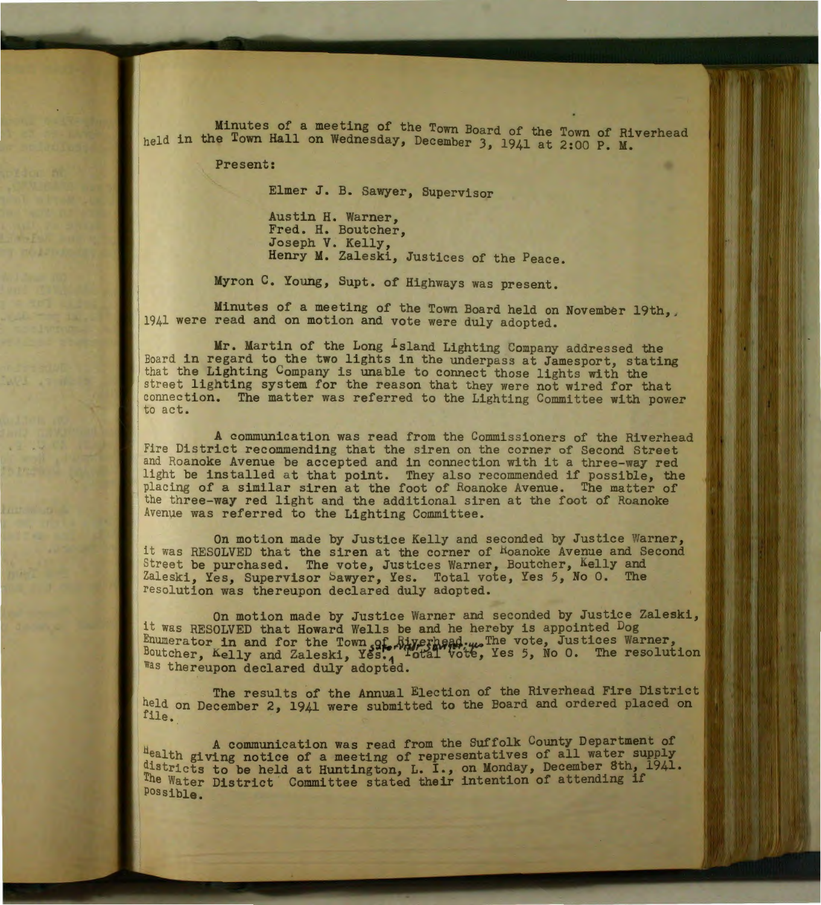Minutes of a meeting of the Town Board of the Town of Riverhead held in the Town Hall on Wednesday, December 3, 1941 at 2:00 P. M.

Present:

Elmer J. B. Sawyer, Supervisor

Austin H. Warner,
Fred. H. Boutcher,
Joseph V. Kelly,
Henry M. Zaleski, Justices of the Peace.

Myron C. Young, Supt. of Highways was present.

Minutes of a meeting of the Town Board held on November 19th, 1941 were read and on motion and vote were duly adopted.

Mr. Martin of the Long Island Lighting Company addressed the Board in regard to the two lights in the underpass at Jamesport, stating that the Lighting Company is unable to connect those lights with the street lighting system for the reason that they were not wired for that connection. The matter was referred to the Lighting Committee with power to act.

A communication was read from the Commissioners of the Riverhead Fire District recommending that the siren on the corner of Second Street and Roanoke Avenue be accepted and in connection with it a three-way red light be installed at that point. They also recommended if possible, the placing of a similar siren at the foot of Roanoke Avenue. The matter of the three-way red light and the additional siren at the foot of Roanoke Avenue was referred to the Lighting Committee.

On motion made by Justice Kelly and seconded by Justice Warner, it was RESOLVED that the siren at the corner of Roanoke Avenue and Second Street be purchased. The vote, Justices Warner, Boutcher, Kelly and Zaleski, Yes, Supervisor Sawyer, Yes. Total vote, Yes 5, No 0. The resolution was thereupon declared duly adopted.

On motion made by Justice Warner and seconded by Justice Zaleski, it was RESOLVED that Howard Wells be and he hereby is appointed Dog Enumerator in and for the Town of Riverhead. The vote, Justices Warner, Boutcher, Kelly and Zaleski, Yes. Total vote, Yes 5, No 0. The resolution was thereupon declared duly adopted.

The results of the Annual Election of the Riverhead Fire District held on December 2, 1941 were submitted to the Board and ordered placed on file.

A communication was read from the Suffolk County Department of Health giving notice of a meeting of representatives of all water supply districts to be held at Huntington, L. I., on Monday, December 8th, 1941. The Water District Committee stated their intention of attending if possible.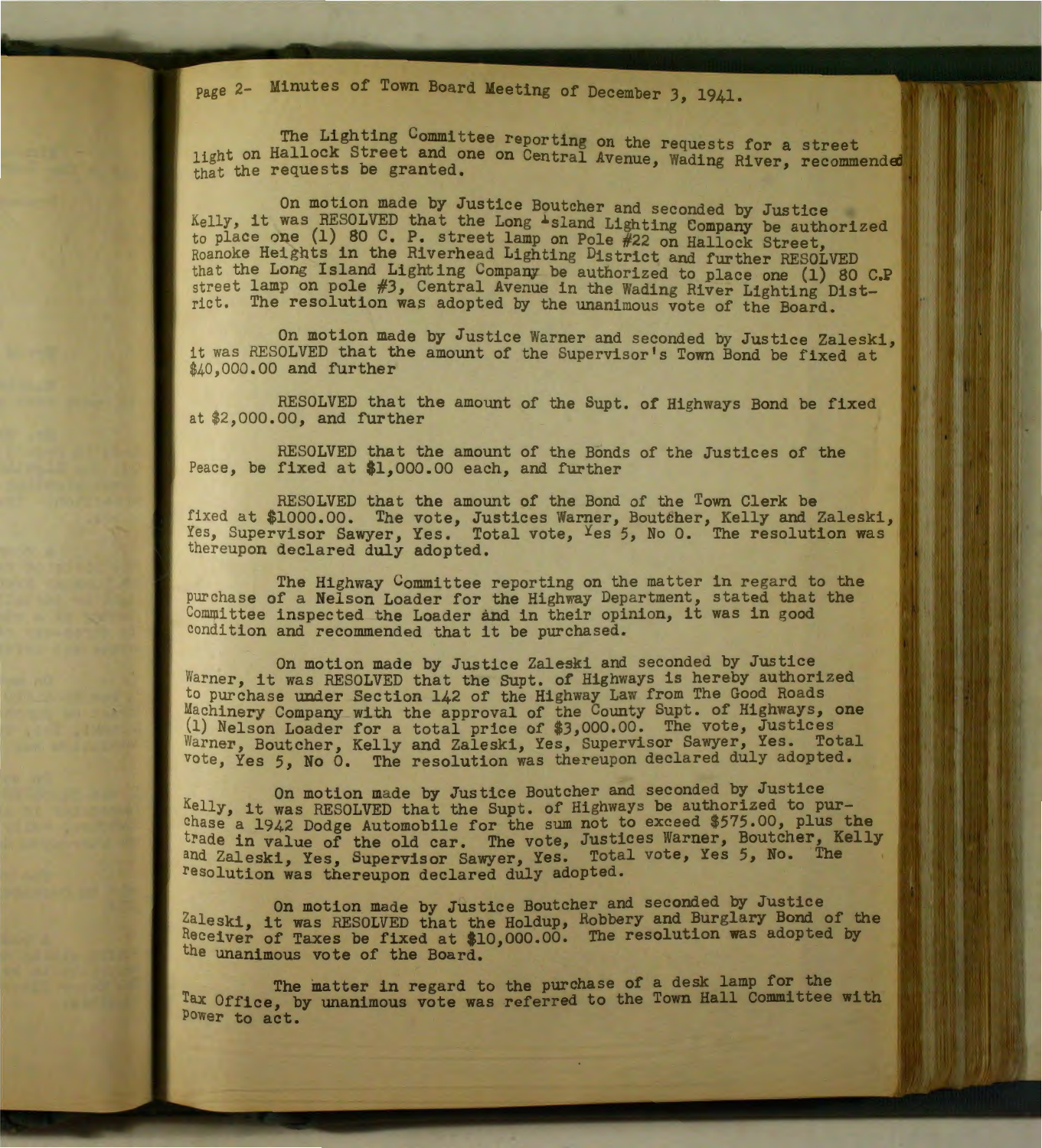Page 2- Minutes of Town Board Meeting of December 3, 1941.

The Lighting Committee reporting on the requests for a street light on Hallock Street and one on Central Avenue, Wading River, recommended that the requests be granted.

On motion made by Justice Boutcher and seconded by Justice Kelly, it was RESOLVED that the Long Island Lighting Company be authorized to place one (1) 80 C. P. street lamp on Pole #22 on Hallock Street, Roanoke Heights in the Riverhead Lighting District and further RESOLVED that the Long Island Lighting Company be authorized to place one (1) 80 C.P street lamp on pole #3, Central Avenue in the Wading River Lighting District. The resolution was adopted by the unanimous vote of the Board.

On motion made by Justice Warner and seconded by Justice Zaleski, it was RESOLVED that the amount of the Supervisor's Town Bond be fixed at $40,000.00 and further

RESOLVED that the amount of the Supt. of Highways Bond be fixed at $2,000.00, and further

RESOLVED that the amount of the Bonds of the Justices of the Peace, be fixed at $1,000.00 each, and further

RESOLVED that the amount of the Bond of the Town Clerk be fixed at $1000.00. The vote, Justices Warner, Boutcher, Kelly and Zaleski, Yes, Supervisor Sawyer, Yes. Total vote, Yes 5, No 0. The resolution was thereupon declared duly adopted.

The Highway Committee reporting on the matter in regard to the purchase of a Nelson Loader for the Highway Department, stated that the Committee inspected the Loader and in their opinion, it was in good condition and recommended that it be purchased.

On motion made by Justice Zaleski and seconded by Justice Warner, it was RESOLVED that the Supt. of Highways is hereby authorized to purchase under Section 142 of the Highway Law from The Good Roads Machinery Company with the approval of the County Supt. of Highways, one (1) Nelson Loader for a total price of $3,000.00. The vote, Justices Warner, Boutcher, Kelly and Zaleski, Yes, Supervisor Sawyer, Yes. Total vote, Yes 5, No 0. The resolution was thereupon declared duly adopted.

On motion made by Justice Boutcher and seconded by Justice Kelly, it was RESOLVED that the Supt. of Highways be authorized to purchase a 1942 Dodge Automobile for the sum not to exceed $575.00, plus the trade in value of the old car. The vote, Justices Warner, Boutcher, Kelly and Zaleski, Yes, Supervisor Sawyer, Yes. Total vote, Yes 5, No. The resolution was thereupon declared duly adopted.

On motion made by Justice Boutcher and seconded by Justice Zaleski, it was RESOLVED that the Holdup, Robbery and Burglary Bond of the Receiver of Taxes be fixed at $10,000.00. The resolution was adopted by the unanimous vote of the Board.

The matter in regard to the purchase of a desk lamp for the Tax Office, by unanimous vote was referred to the Town Hall Committee with power to act.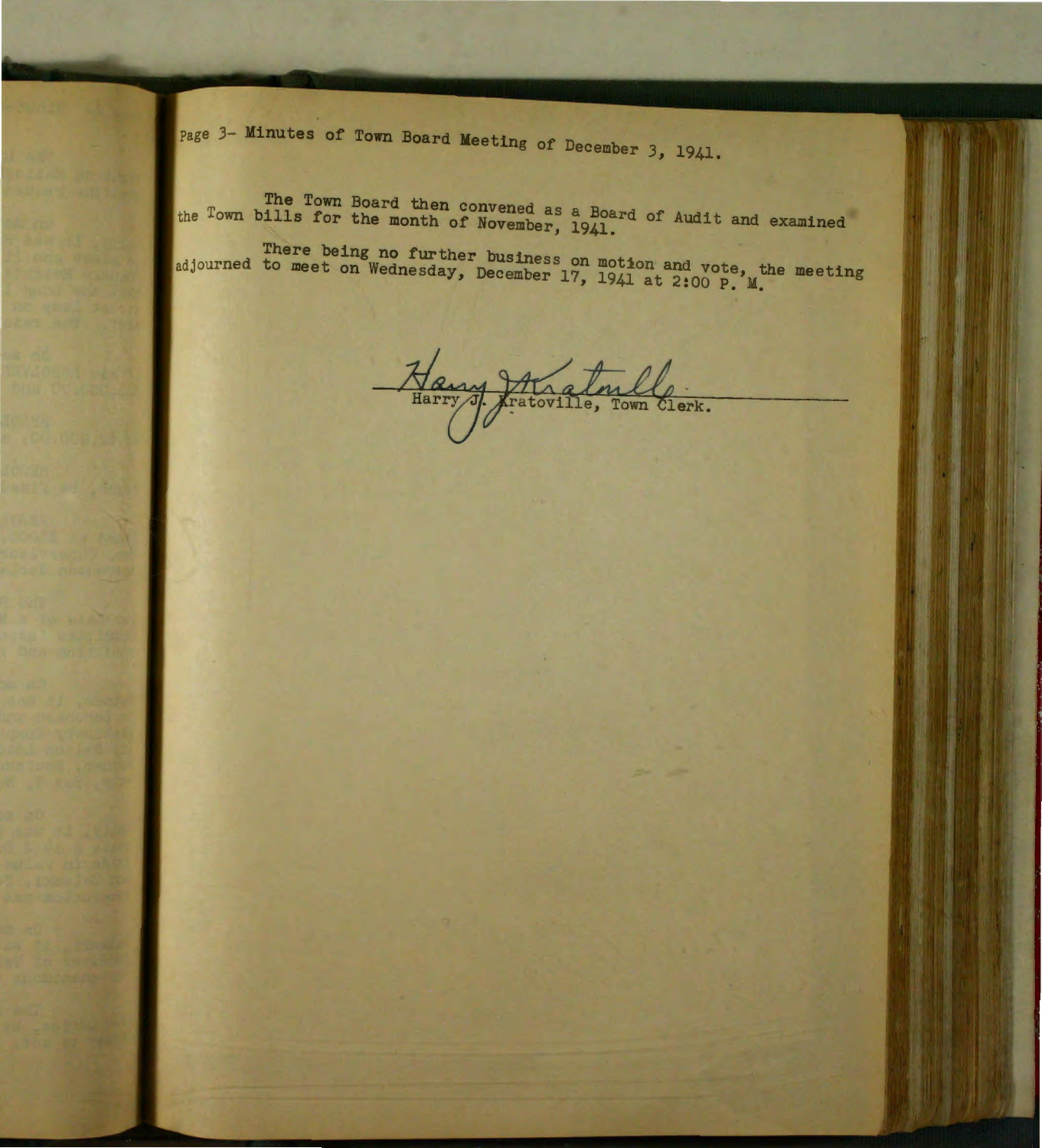Page 3- Minutes of Town Board Meeting of December 3, 1941.

The Town Board then convened as a Board of Audit and examined the Town bills for the month of November, 1941.

There being no further business on motion and vote, the meeting adjourned to meet on Wednesday, December 17, 1941 at 2:00 P. M.

Harry J. Kratoville, Town Clerk.